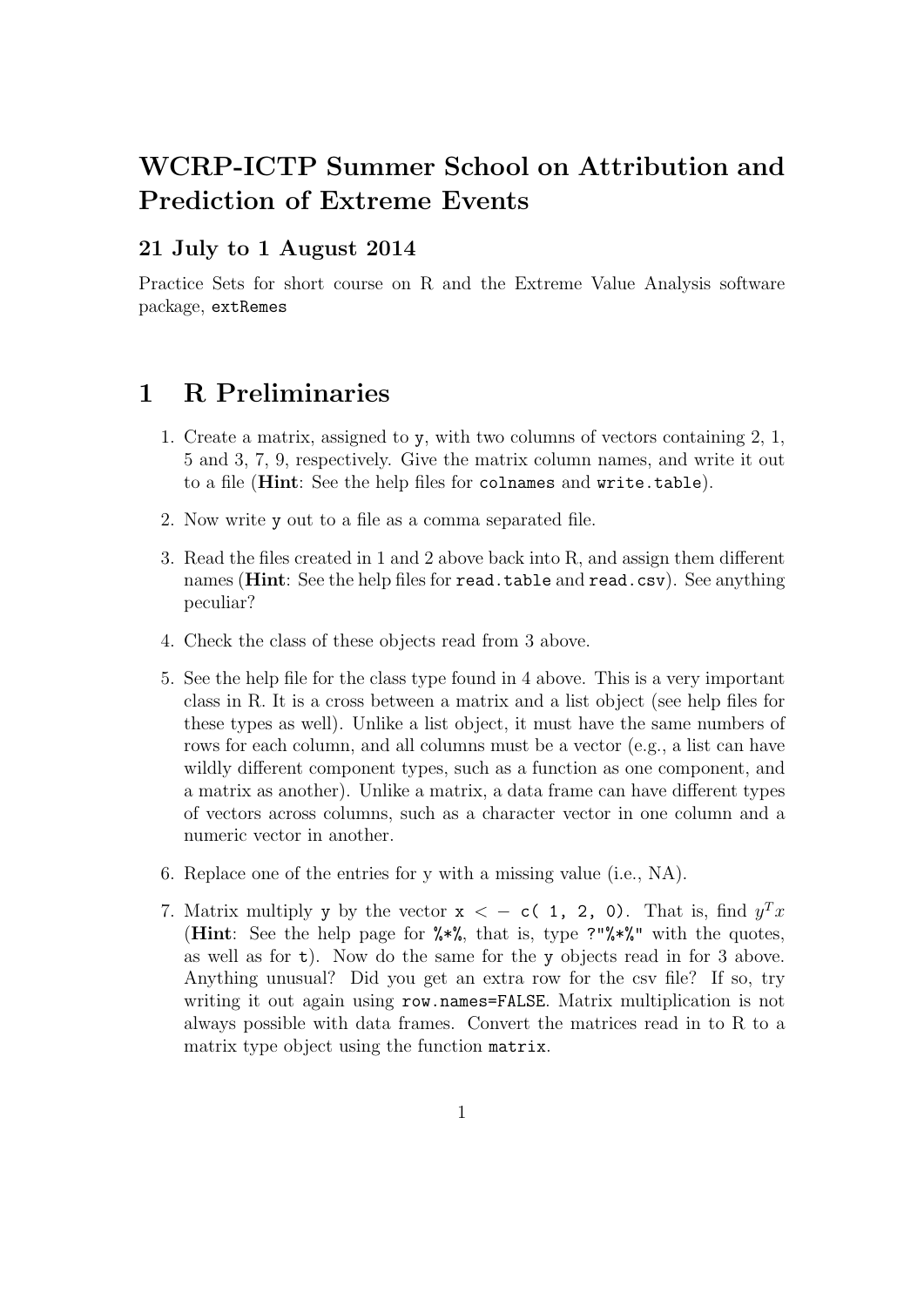# WCRP-ICTP Summer School on Attribution and Prediction of Extreme Events

### 21 July to 1 August 2014

Practice Sets for short course on R and the Extreme Value Analysis software package, `extRemes`

## 1 R Preliminaries

1. Create a matrix, assigned to `y`, with two columns of vectors containing 2, 1, 5 and 3, 7, 9, respectively. Give the matrix column names, and write it out to a file (**Hint**: See the help files for `colnames` and `write.table`).

2. Now write `y` out to a file as a comma separated file.

3. Read the files created in 1 and 2 above back into R, and assign them different names (**Hint**: See the help files for `read.table` and `read.csv`). See anything peculiar?

4. Check the class of these objects read from 3 above.

5. See the help file for the class type found in 4 above. This is a very important class in R. It is a cross between a matrix and a list object (see help files for these types as well). Unlike a list object, it must have the same numbers of rows for each column, and all columns must be a vector (e.g., a list can have wildly different component types, such as a function as one component, and a matrix as another). Unlike a matrix, a data frame can have different types of vectors across columns, such as a character vector in one column and a numeric vector in another.

6. Replace one of the entries for y with a missing value (i.e., NA).

7. Matrix multiply `y` by the vector `x < - c( 1, 2, 0)`. That is, find $y^T x$ (**Hint**: See the help page for `%*%`, that is, type `?"%*%"` with the quotes, as well as for `t`). Now do the same for the `y` objects read in for 3 above. Anything unusual? Did you get an extra row for the csv file? If so, try writing it out again using `row.names=FALSE`. Matrix multiplication is not always possible with data frames. Convert the matrices read in to R to a matrix type object using the function `matrix`.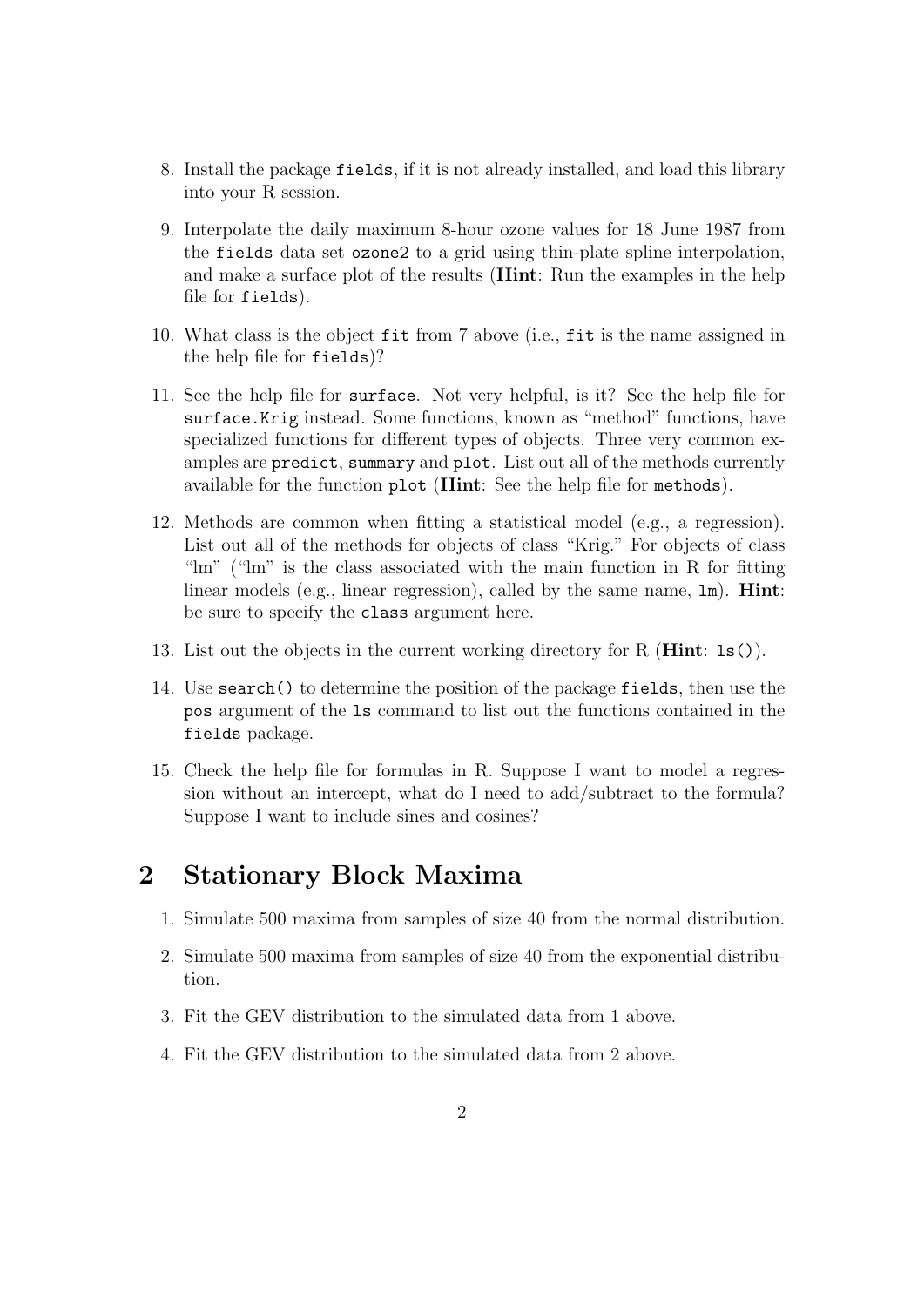8. Install the package `fields`, if it is not already installed, and load this library into your R session.

9. Interpolate the daily maximum 8-hour ozone values for 18 June 1987 from the `fields` data set `ozone2` to a grid using thin-plate spline interpolation, and make a surface plot of the results (**Hint**: Run the examples in the help file for `fields`).

10. What class is the object `fit` from 7 above (i.e., `fit` is the name assigned in the help file for `fields`)?

11. See the help file for `surface`. Not very helpful, is it? See the help file for `surface.Krig` instead. Some functions, known as "method" functions, have specialized functions for different types of objects. Three very common examples are `predict`, `summary` and `plot`. List out all of the methods currently available for the function `plot` (**Hint**: See the help file for `methods`).

12. Methods are common when fitting a statistical model (e.g., a regression). List out all of the methods for objects of class "Krig." For objects of class "lm" ("lm" is the class associated with the main function in R for fitting linear models (e.g., linear regression), called by the same name, `lm`). **Hint**: be sure to specify the `class` argument here.

13. List out the objects in the current working directory for R (**Hint**: `ls()`).

14. Use `search()` to determine the position of the package `fields`, then use the `pos` argument of the `ls` command to list out the functions contained in the `fields` package.

15. Check the help file for formulas in R. Suppose I want to model a regression without an intercept, what do I need to add/subtract to the formula? Suppose I want to include sines and cosines?

# 2 Stationary Block Maxima

1. Simulate 500 maxima from samples of size 40 from the normal distribution.

2. Simulate 500 maxima from samples of size 40 from the exponential distribution.

3. Fit the GEV distribution to the simulated data from 1 above.

4. Fit the GEV distribution to the simulated data from 2 above.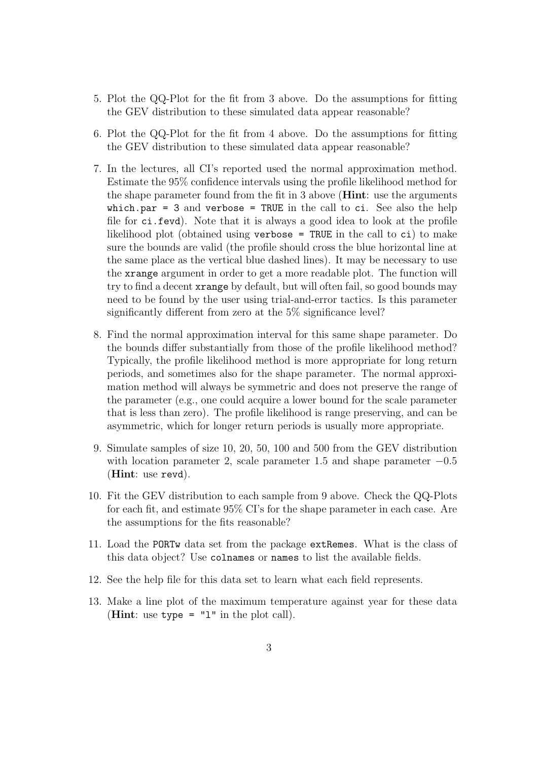5. Plot the QQ-Plot for the fit from 3 above. Do the assumptions for fitting the GEV distribution to these simulated data appear reasonable?

6. Plot the QQ-Plot for the fit from 4 above. Do the assumptions for fitting the GEV distribution to these simulated data appear reasonable?

7. In the lectures, all CI's reported used the normal approximation method. Estimate the 95% confidence intervals using the profile likelihood method for the shape parameter found from the fit in 3 above (**Hint**: use the arguments `which.par = 3` and `verbose = TRUE` in the call to `ci`. See also the help file for `ci.fevd`). Note that it is always a good idea to look at the profile likelihood plot (obtained using `verbose = TRUE` in the call to `ci`) to make sure the bounds are valid (the profile should cross the blue horizontal line at the same place as the vertical blue dashed lines). It may be necessary to use the `xrange` argument in order to get a more readable plot. The function will try to find a decent `xrange` by default, but will often fail, so good bounds may need to be found by the user using trial-and-error tactics. Is this parameter significantly different from zero at the 5% significance level?

8. Find the normal approximation interval for this same shape parameter. Do the bounds differ substantially from those of the profile likelihood method? Typically, the profile likelihood method is more appropriate for long return periods, and sometimes also for the shape parameter. The normal approximation method will always be symmetric and does not preserve the range of the parameter (e.g., one could acquire a lower bound for the scale parameter that is less than zero). The profile likelihood is range preserving, and can be asymmetric, which for longer return periods is usually more appropriate.

9. Simulate samples of size 10, 20, 50, 100 and 500 from the GEV distribution with location parameter 2, scale parameter 1.5 and shape parameter $-0.5$ (**Hint**: use `revd`).

10. Fit the GEV distribution to each sample from 9 above. Check the QQ-Plots for each fit, and estimate 95% CI's for the shape parameter in each case. Are the assumptions for the fits reasonable?

11. Load the `PORTw` data set from the package `extRemes`. What is the class of this data object? Use `colnames` or `names` to list the available fields.

12. See the help file for this data set to learn what each field represents.

13. Make a line plot of the maximum temperature against year for these data (**Hint**: use `type = "l"` in the plot call).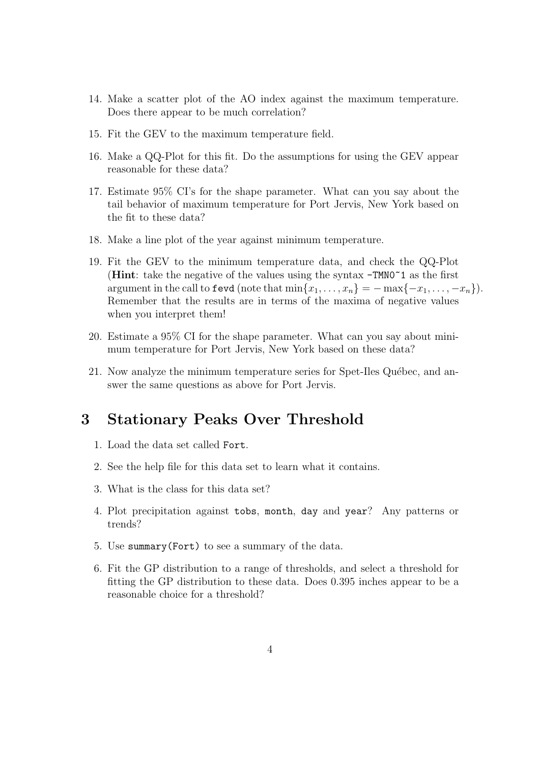14. Make a scatter plot of the AO index against the maximum temperature. Does there appear to be much correlation?

15. Fit the GEV to the maximum temperature field.

16. Make a QQ-Plot for this fit. Do the assumptions for using the GEV appear reasonable for these data?

17. Estimate 95% CI's for the shape parameter. What can you say about the tail behavior of maximum temperature for Port Jervis, New York based on the fit to these data?

18. Make a line plot of the year against minimum temperature.

19. Fit the GEV to the minimum temperature data, and check the QQ-Plot (**Hint**: take the negative of the values using the syntax `-TMN0~1` as the first argument in the call to `fevd` (note that $\min\{x_1, \ldots, x_n\} = -\max\{-x_1, \ldots, -x_n\}$). Remember that the results are in terms of the maxima of negative values when you interpret them!

20. Estimate a 95% CI for the shape parameter. What can you say about minimum temperature for Port Jervis, New York based on these data?

21. Now analyze the minimum temperature series for Spet-Iles Québec, and answer the same questions as above for Port Jervis.

## 3 Stationary Peaks Over Threshold

1. Load the data set called `Fort`.

2. See the help file for this data set to learn what it contains.

3. What is the class for this data set?

4. Plot precipitation against `tobs`, `month`, `day` and `year`? Any patterns or trends?

5. Use `summary(Fort)` to see a summary of the data.

6. Fit the GP distribution to a range of thresholds, and select a threshold for fitting the GP distribution to these data. Does 0.395 inches appear to be a reasonable choice for a threshold?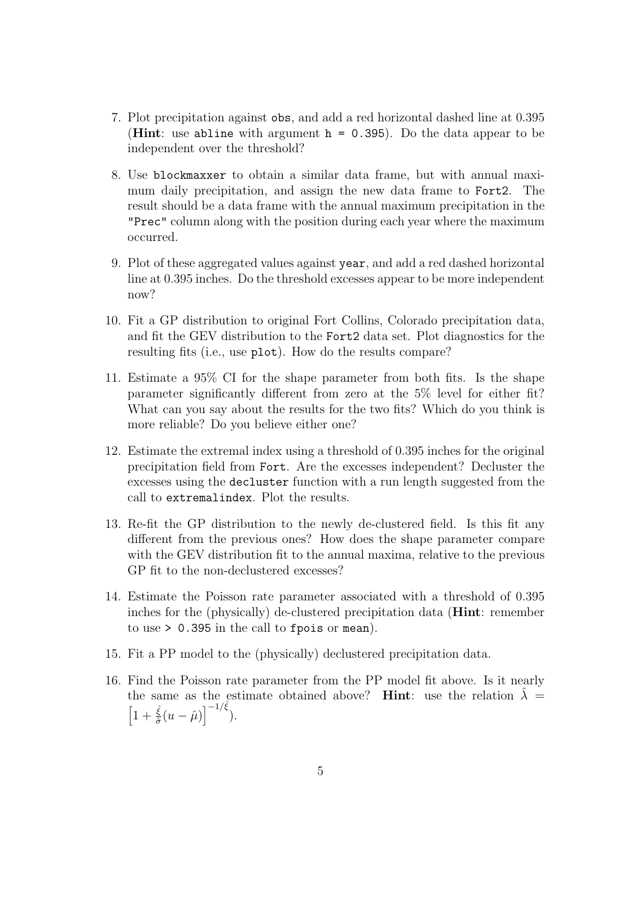7. Plot precipitation against `obs`, and add a red horizontal dashed line at 0.395 (**Hint**: use `abline` with argument `h = 0.395`). Do the data appear to be independent over the threshold?

8. Use `blockmaxxer` to obtain a similar data frame, but with annual maximum daily precipitation, and assign the new data frame to `Fort2`. The result should be a data frame with the annual maximum precipitation in the `"Prec"` column along with the position during each year where the maximum occurred.

9. Plot of these aggregated values against `year`, and add a red dashed horizontal line at 0.395 inches. Do the threshold excesses appear to be more independent now?

10. Fit a GP distribution to original Fort Collins, Colorado precipitation data, and fit the GEV distribution to the `Fort2` data set. Plot diagnostics for the resulting fits (i.e., use `plot`). How do the results compare?

11. Estimate a 95% CI for the shape parameter from both fits. Is the shape parameter significantly different from zero at the 5% level for either fit? What can you say about the results for the two fits? Which do you think is more reliable? Do you believe either one?

12. Estimate the extremal index using a threshold of 0.395 inches for the original precipitation field from `Fort`. Are the excesses independent? Decluster the excesses using the `decluster` function with a run length suggested from the call to `extremalindex`. Plot the results.

13. Re-fit the GP distribution to the newly de-clustered field. Is this fit any different from the previous ones? How does the shape parameter compare with the GEV distribution fit to the annual maxima, relative to the previous GP fit to the non-declustered excesses?

14. Estimate the Poisson rate parameter associated with a threshold of 0.395 inches for the (physically) de-clustered precipitation data (**Hint**: remember to use `> 0.395` in the call to `fpois` or `mean`).

15. Fit a PP model to the (physically) declustered precipitation data.

16. Find the Poisson rate parameter from the PP model fit above. Is it nearly the same as the estimate obtained above? **Hint**: use the relation $\hat{\lambda} = \left[1 + \frac{\hat{\xi}}{\hat{\sigma}}(u - \hat{\mu})\right]^{-1/\hat{\xi}}$).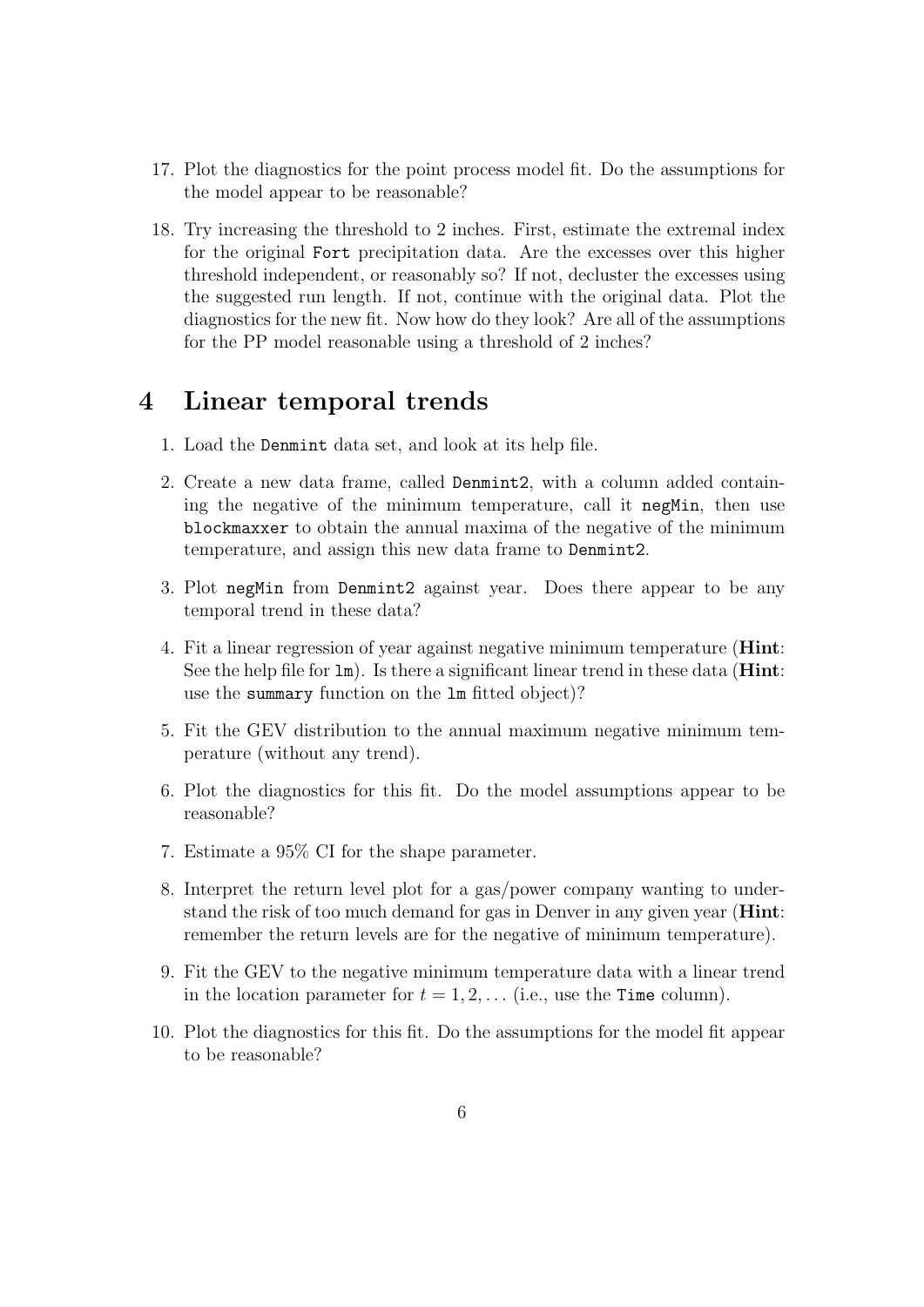17. Plot the diagnostics for the point process model fit. Do the assumptions for the model appear to be reasonable?

18. Try increasing the threshold to 2 inches. First, estimate the extremal index for the original `Fort` precipitation data. Are the excesses over this higher threshold independent, or reasonably so? If not, decluster the excesses using the suggested run length. If not, continue with the original data. Plot the diagnostics for the new fit. Now how do they look? Are all of the assumptions for the PP model reasonable using a threshold of 2 inches?

## 4 Linear temporal trends

1. Load the `Denmint` data set, and look at its help file.

2. Create a new data frame, called `Denmint2`, with a column added containing the negative of the minimum temperature, call it `negMin`, then use `blockmaxxer` to obtain the annual maxima of the negative of the minimum temperature, and assign this new data frame to `Denmint2`.

3. Plot `negMin` from `Denmint2` against year. Does there appear to be any temporal trend in these data?

4. Fit a linear regression of year against negative minimum temperature (**Hint**: See the help file for `lm`). Is there a significant linear trend in these data (**Hint**: use the `summary` function on the `lm` fitted object)?

5. Fit the GEV distribution to the annual maximum negative minimum temperature (without any trend).

6. Plot the diagnostics for this fit. Do the model assumptions appear to be reasonable?

7. Estimate a 95% CI for the shape parameter.

8. Interpret the return level plot for a gas/power company wanting to understand the risk of too much demand for gas in Denver in any given year (**Hint**: remember the return levels are for the negative of minimum temperature).

9. Fit the GEV to the negative minimum temperature data with a linear trend in the location parameter for $t = 1, 2, \ldots$ (i.e., use the `Time` column).

10. Plot the diagnostics for this fit. Do the assumptions for the model fit appear to be reasonable?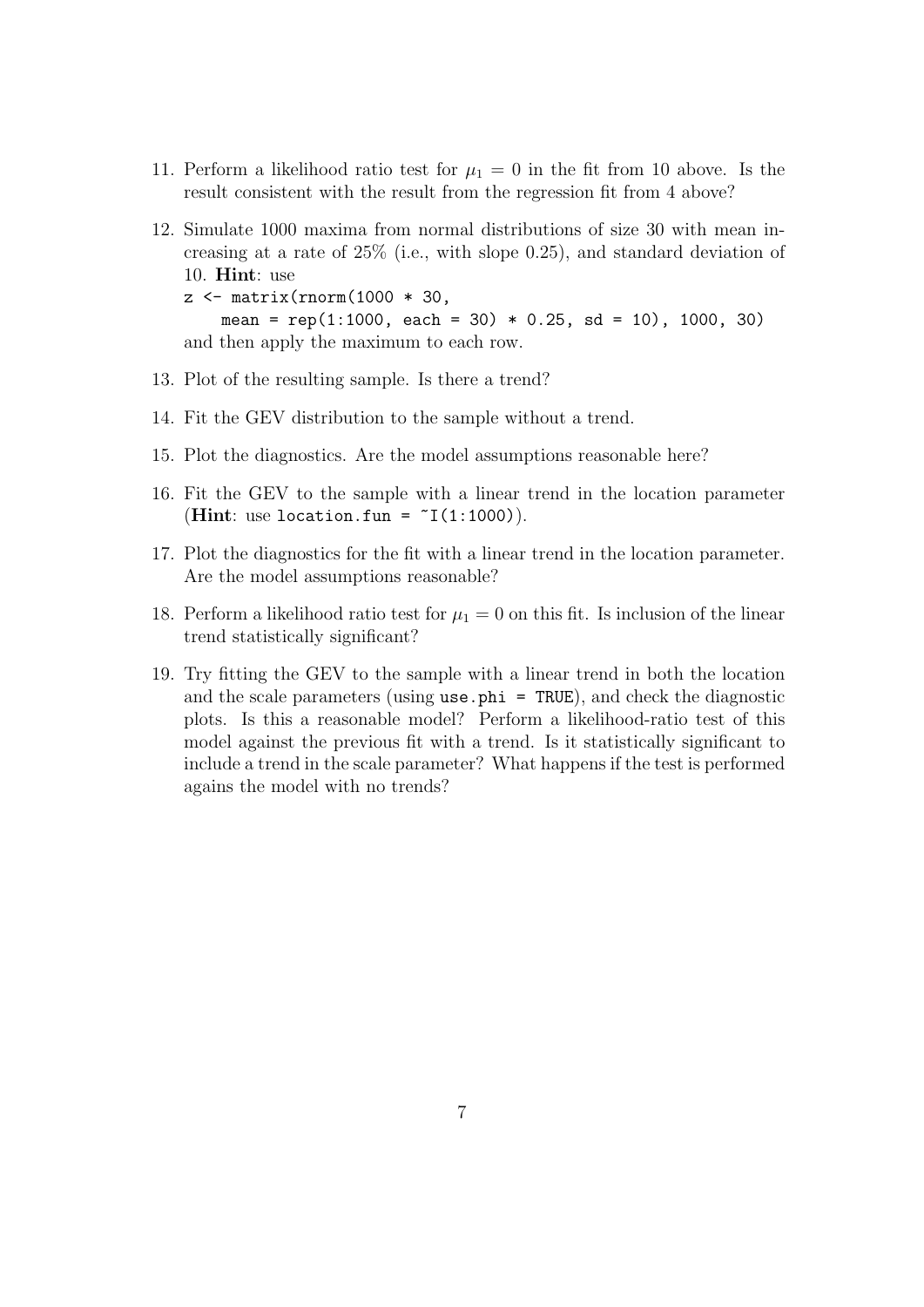11. Perform a likelihood ratio test for $\mu_1 = 0$ in the fit from 10 above. Is the result consistent with the result from the regression fit from 4 above?

12. Simulate 1000 maxima from normal distributions of size 30 with mean increasing at a rate of 25% (i.e., with slope 0.25), and standard deviation of 10. **Hint**: use
    ```
    z <- matrix(rnorm(1000 * 30,
        mean = rep(1:1000, each = 30) * 0.25, sd = 10), 1000, 30)
    ```
    and then apply the maximum to each row.

13. Plot of the resulting sample. Is there a trend?

14. Fit the GEV distribution to the sample without a trend.

15. Plot the diagnostics. Are the model assumptions reasonable here?

16. Fit the GEV to the sample with a linear trend in the location parameter (**Hint**: use `location.fun = ~I(1:1000)`).

17. Plot the diagnostics for the fit with a linear trend in the location parameter. Are the model assumptions reasonable?

18. Perform a likelihood ratio test for $\mu_1 = 0$ on this fit. Is inclusion of the linear trend statistically significant?

19. Try fitting the GEV to the sample with a linear trend in both the location and the scale parameters (using `use.phi = TRUE`), and check the diagnostic plots. Is this a reasonable model? Perform a likelihood-ratio test of this model against the previous fit with a trend. Is it statistically significant to include a trend in the scale parameter? What happens if the test is performed agains the model with no trends?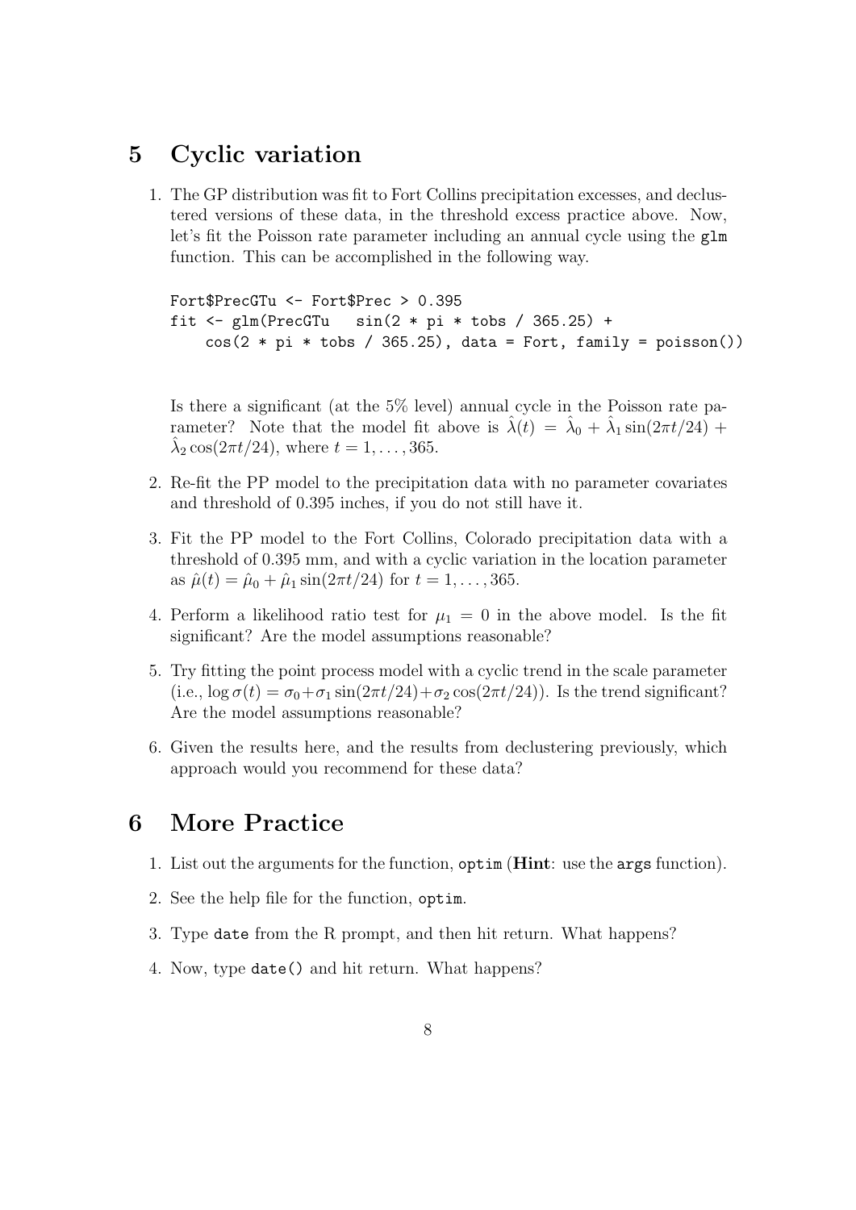## 5 Cyclic variation

1. The GP distribution was fit to Fort Collins precipitation excesses, and declustered versions of these data, in the threshold excess practice above. Now, let's fit the Poisson rate parameter including an annual cycle using the `glm` function. This can be accomplished in the following way.

   ```
   Fort$PrecGTu <- Fort$Prec > 0.395
   fit <- glm(PrecGTu   sin(2 * pi * tobs / 365.25) +
       cos(2 * pi * tobs / 365.25), data = Fort, family = poisson())
   ```

   Is there a significant (at the 5% level) annual cycle in the Poisson rate parameter? Note that the model fit above is $\hat{\lambda}(t) = \hat{\lambda}_0 + \hat{\lambda}_1 \sin(2\pi t/24) + \hat{\lambda}_2 \cos(2\pi t/24)$, where $t = 1, \ldots, 365$.

2. Re-fit the PP model to the precipitation data with no parameter covariates and threshold of 0.395 inches, if you do not still have it.

3. Fit the PP model to the Fort Collins, Colorado precipitation data with a threshold of 0.395 mm, and with a cyclic variation in the location parameter as $\hat{\mu}(t) = \hat{\mu}_0 + \hat{\mu}_1 \sin(2\pi t/24)$ for $t = 1, \ldots, 365$.

4. Perform a likelihood ratio test for $\mu_1 = 0$ in the above model. Is the fit significant? Are the model assumptions reasonable?

5. Try fitting the point process model with a cyclic trend in the scale parameter (i.e., $\log \sigma(t) = \sigma_0 + \sigma_1 \sin(2\pi t/24) + \sigma_2 \cos(2\pi t/24)$). Is the trend significant? Are the model assumptions reasonable?

6. Given the results here, and the results from declustering previously, which approach would you recommend for these data?

## 6 More Practice

1. List out the arguments for the function, `optim` (**Hint**: use the `args` function).

2. See the help file for the function, `optim`.

3. Type `date` from the R prompt, and then hit return. What happens?

4. Now, type `date()` and hit return. What happens?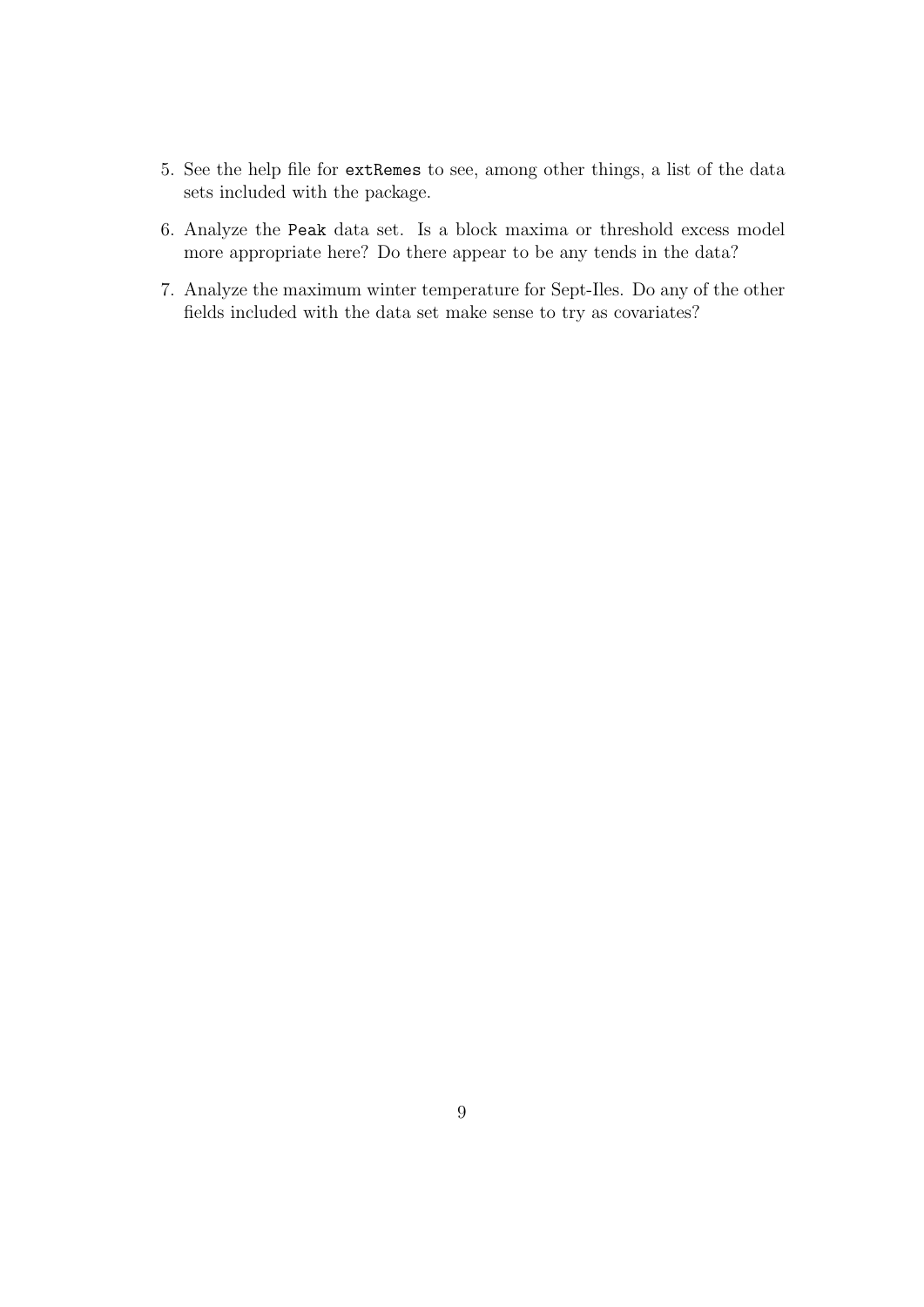5. See the help file for `extRemes` to see, among other things, a list of the data sets included with the package.
6. Analyze the `Peak` data set. Is a block maxima or threshold excess model more appropriate here? Do there appear to be any tends in the data?
7. Analyze the maximum winter temperature for Sept-Iles. Do any of the other fields included with the data set make sense to try as covariates?